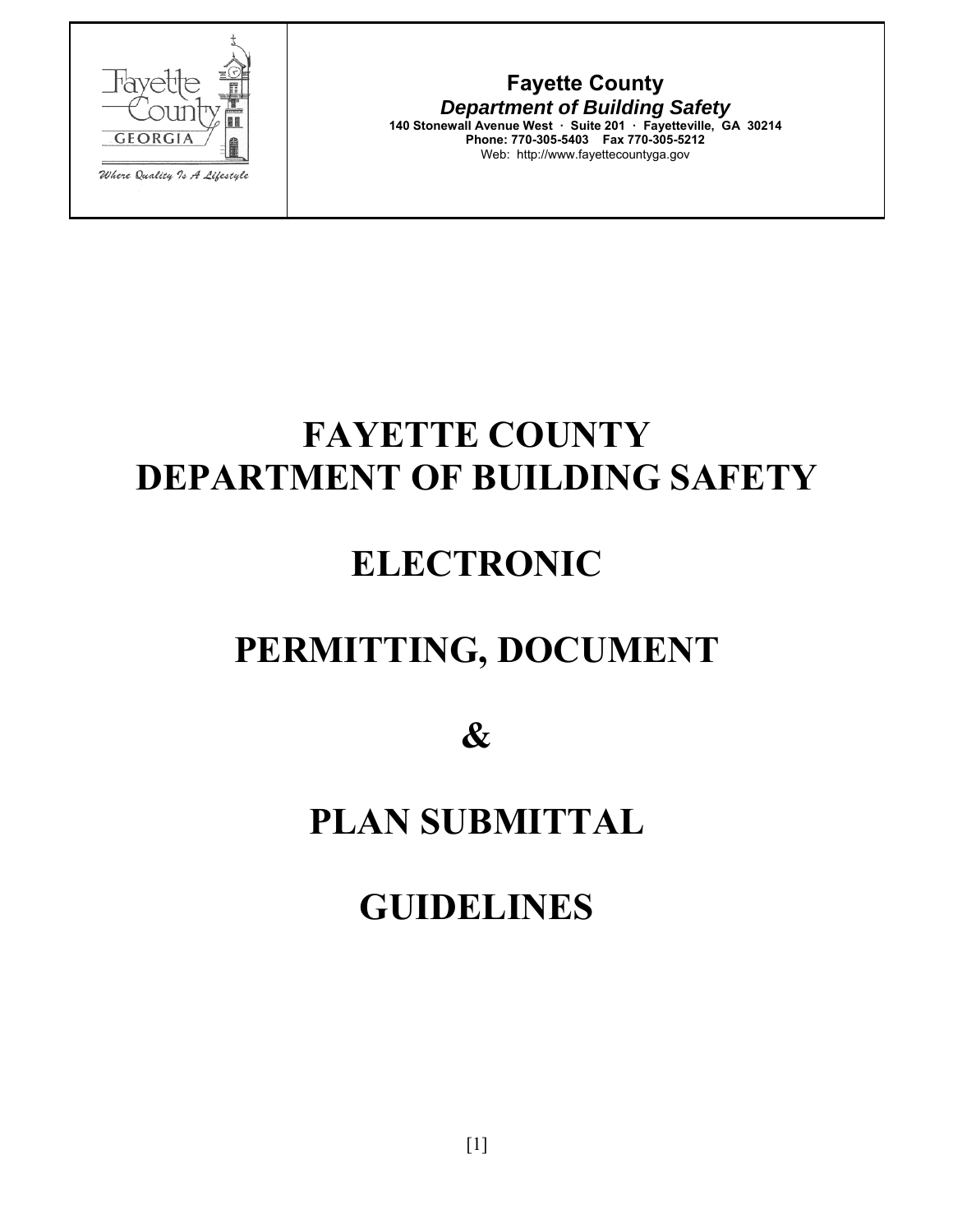| Fayette County GEORGIA *Where Quality Is A Lifestyle* | **Fayette County** ***Department of Building Safety*** **140 Stonewall Avenue West · Suite 201 · Fayetteville, GA 30214** **Phone: 770-305-5403 Fax 770-305-5212** Web: http://www.fayettecountyga.gov |
|---|---|

# FAYETTE COUNTY DEPARTMENT OF BUILDING SAFETY

# ELECTRONIC

# PERMITTING, DOCUMENT

# &

# PLAN SUBMITTAL

# GUIDELINES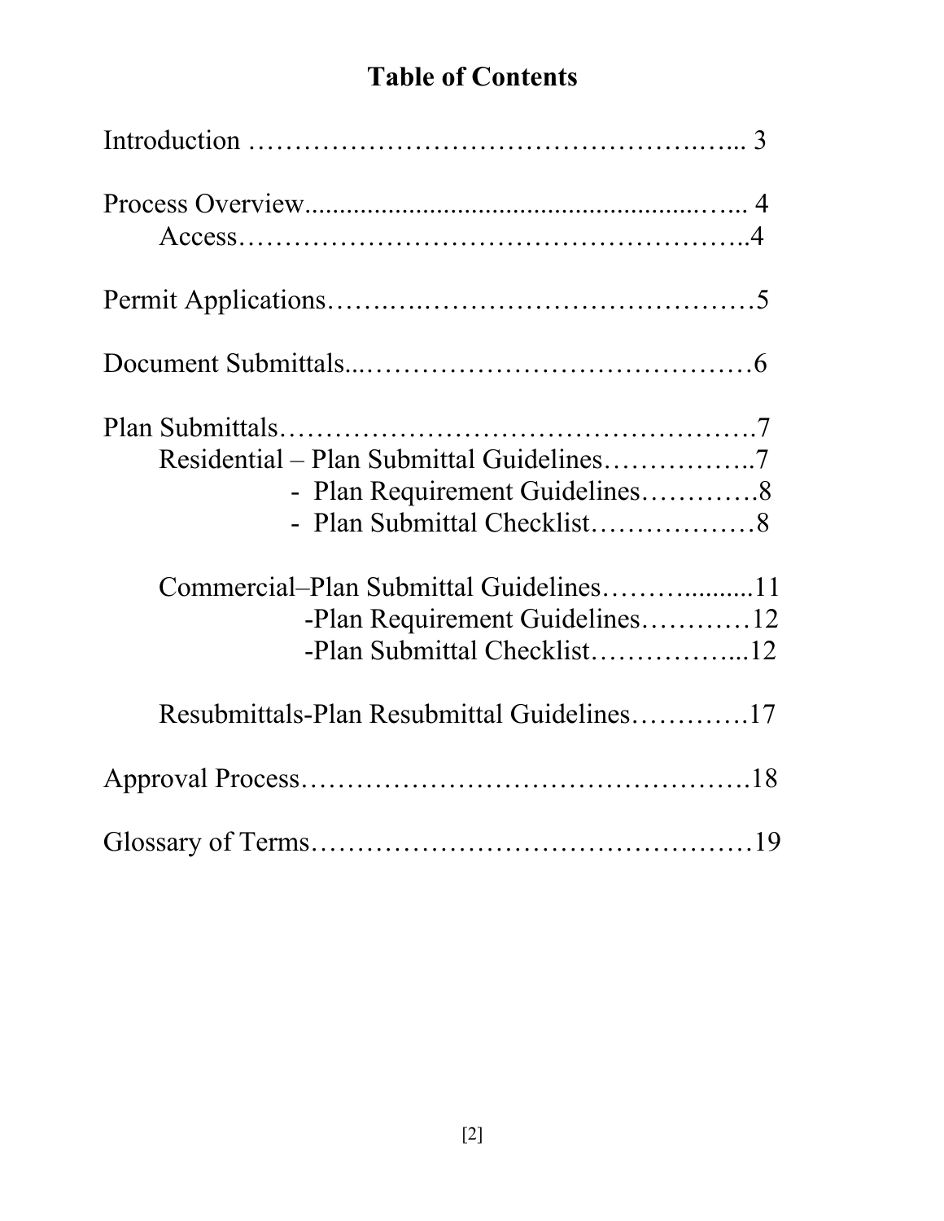# Table of Contents

Introduction ………………………………………….…... 3

Process Overview.......................................................….. 4
    Access……………………………………………..4

Permit Applications……….……………………………5

Document Submittals..……………………………………6

Plan Submittals……………………………………………7
    Residential – Plan Submittal Guidelines……………..7
        - Plan Requirement Guidelines………….8
        - Plan Submittal Checklist………………8

    Commercial–Plan Submittal Guidelines………..........11
        -Plan Requirement Guidelines…………12
        -Plan Submittal Checklist……………...12

    Resubmittals-Plan Resubmittal Guidelines………….17

Approval Process………………………………………….18

Glossary of Terms…………………………………………19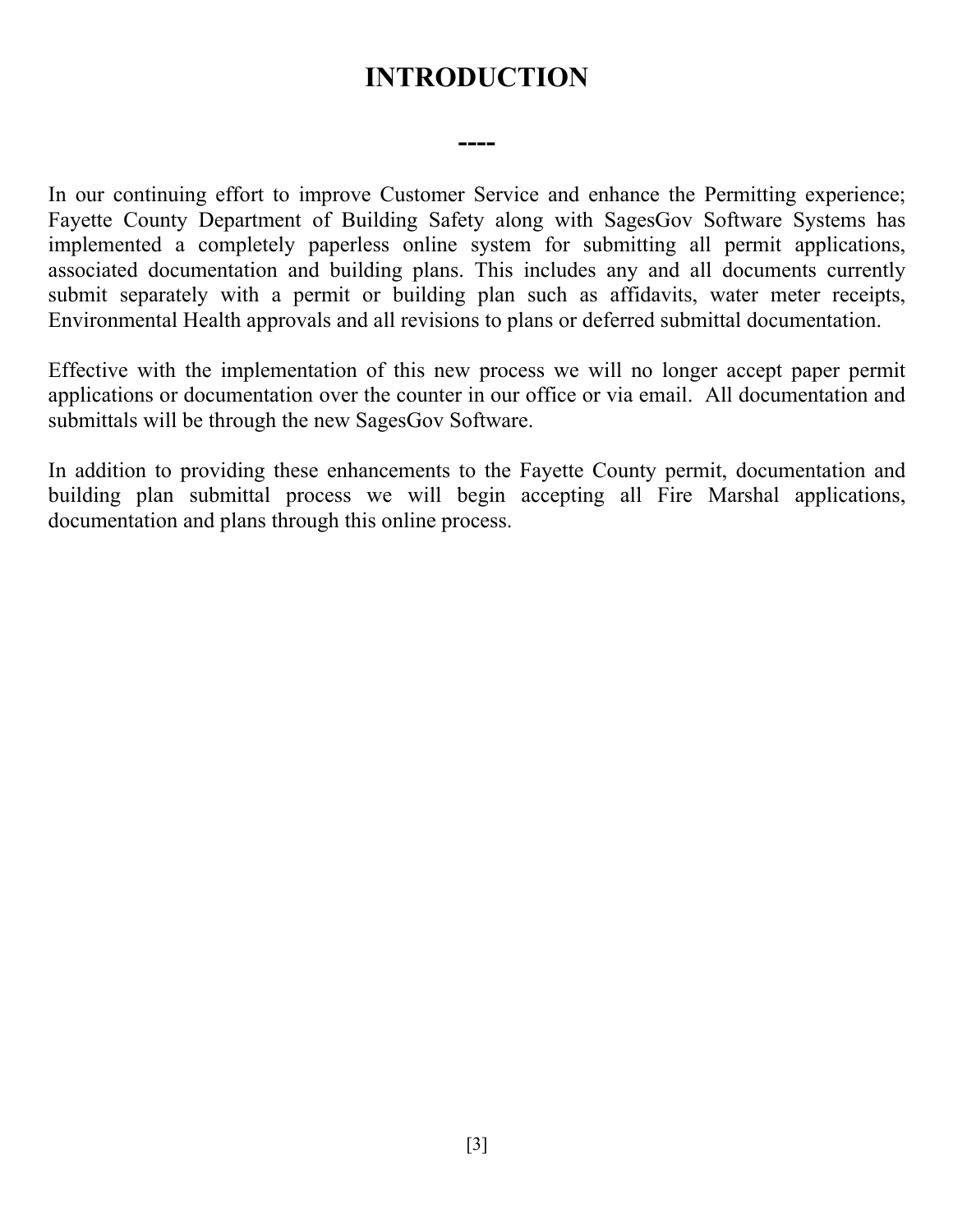# INTRODUCTION

----

In our continuing effort to improve Customer Service and enhance the Permitting experience; Fayette County Department of Building Safety along with SagesGov Software Systems has implemented a completely paperless online system for submitting all permit applications, associated documentation and building plans. This includes any and all documents currently submit separately with a permit or building plan such as affidavits, water meter receipts, Environmental Health approvals and all revisions to plans or deferred submittal documentation.

Effective with the implementation of this new process we will no longer accept paper permit applications or documentation over the counter in our office or via email. All documentation and submittals will be through the new SagesGov Software.

In addition to providing these enhancements to the Fayette County permit, documentation and building plan submittal process we will begin accepting all Fire Marshal applications, documentation and plans through this online process.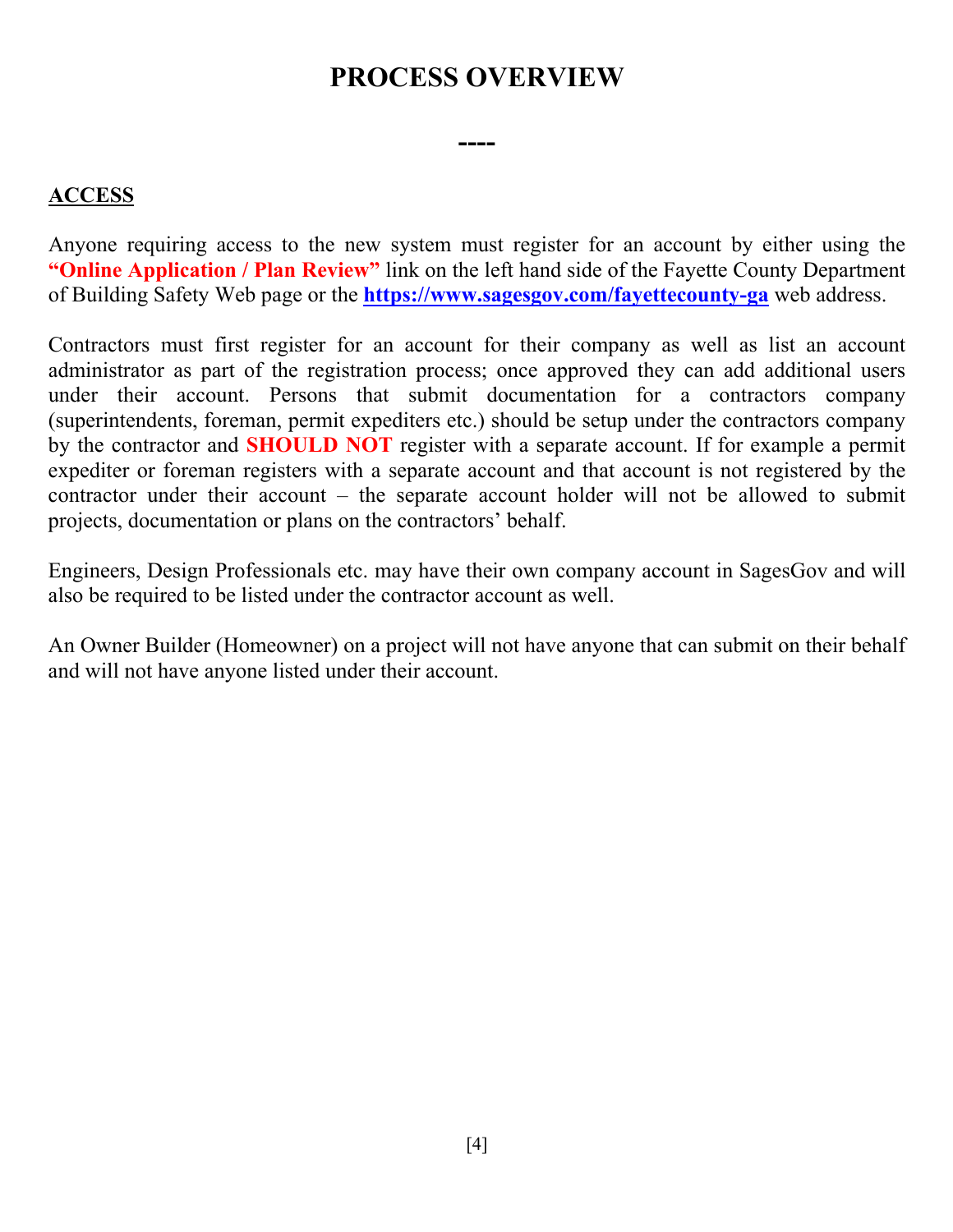# PROCESS OVERVIEW

----

## ACCESS

Anyone requiring access to the new system must register for an account by either using the **"Online Application / Plan Review"** link on the left hand side of the Fayette County Department of Building Safety Web page or the **https://www.sagesgov.com/fayettecounty-ga** web address.

Contractors must first register for an account for their company as well as list an account administrator as part of the registration process; once approved they can add additional users under their account. Persons that submit documentation for a contractors company (superintendents, foreman, permit expediters etc.) should be setup under the contractors company by the contractor and **SHOULD NOT** register with a separate account. If for example a permit expediter or foreman registers with a separate account and that account is not registered by the contractor under their account – the separate account holder will not be allowed to submit projects, documentation or plans on the contractors' behalf.

Engineers, Design Professionals etc. may have their own company account in SagesGov and will also be required to be listed under the contractor account as well.

An Owner Builder (Homeowner) on a project will not have anyone that can submit on their behalf and will not have anyone listed under their account.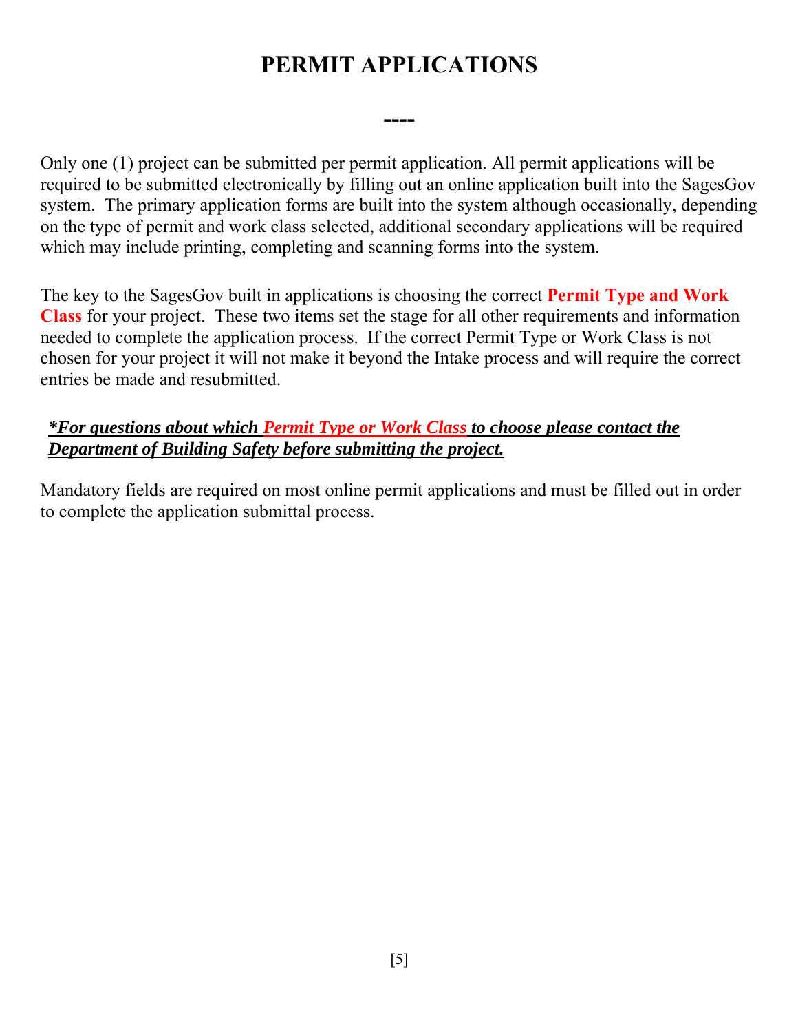# PERMIT APPLICATIONS

----

Only one (1) project can be submitted per permit application. All permit applications will be required to be submitted electronically by filling out an online application built into the SagesGov system. The primary application forms are built into the system although occasionally, depending on the type of permit and work class selected, additional secondary applications will be required which may include printing, completing and scanning forms into the system.

The key to the SagesGov built in applications is choosing the correct **Permit Type and Work Class** for your project. These two items set the stage for all other requirements and information needed to complete the application process. If the correct Permit Type or Work Class is not chosen for your project it will not make it beyond the Intake process and will require the correct entries be made and resubmitted.

***\*For questions about which Permit Type or Work Class to choose please contact the Department of Building Safety before submitting the project.***

Mandatory fields are required on most online permit applications and must be filled out in order to complete the application submittal process.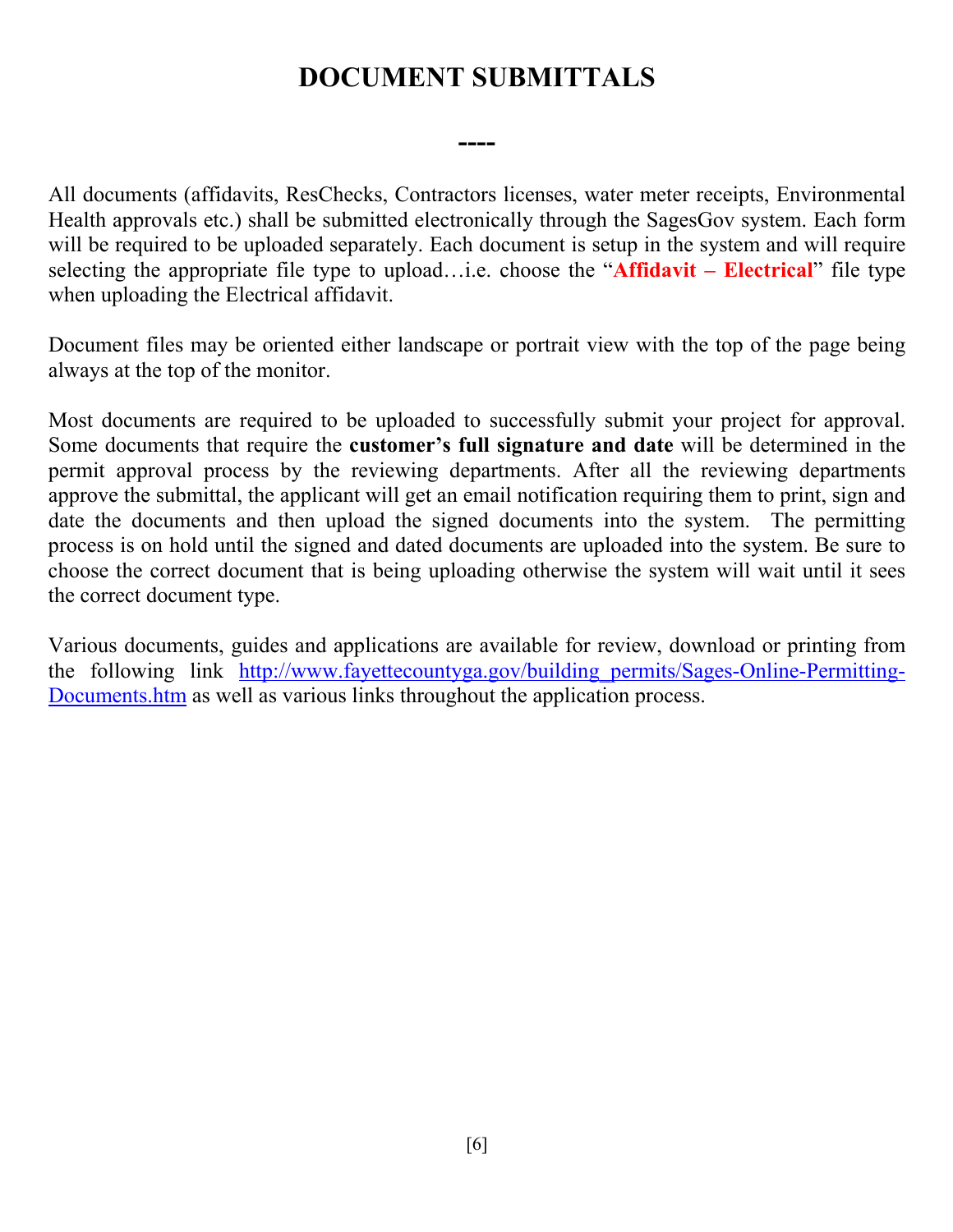# DOCUMENT SUBMITTALS

----

All documents (affidavits, ResChecks, Contractors licenses, water meter receipts, Environmental Health approvals etc.) shall be submitted electronically through the SagesGov system. Each form will be required to be uploaded separately. Each document is setup in the system and will require selecting the appropriate file type to upload…i.e. choose the "**Affidavit – Electrical**" file type when uploading the Electrical affidavit.

Document files may be oriented either landscape or portrait view with the top of the page being always at the top of the monitor.

Most documents are required to be uploaded to successfully submit your project for approval. Some documents that require the **customer's full signature and date** will be determined in the permit approval process by the reviewing departments. After all the reviewing departments approve the submittal, the applicant will get an email notification requiring them to print, sign and date the documents and then upload the signed documents into the system. The permitting process is on hold until the signed and dated documents are uploaded into the system. Be sure to choose the correct document that is being uploading otherwise the system will wait until it sees the correct document type.

Various documents, guides and applications are available for review, download or printing from the following link [http://www.fayettecountyga.gov/building_permits/Sages-Online-Permitting-Documents.htm](http://www.fayettecountyga.gov/building_permits/Sages-Online-Permitting-Documents.htm) as well as various links throughout the application process.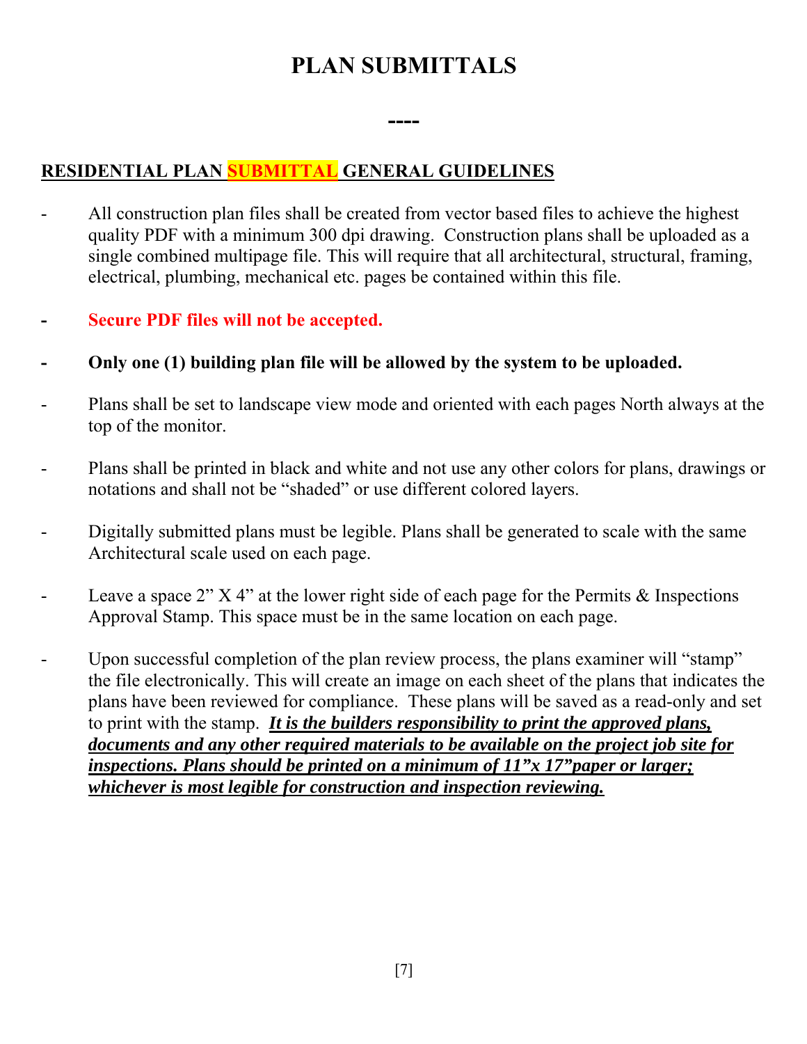# PLAN SUBMITTALS

----

## RESIDENTIAL PLAN SUBMITTAL GENERAL GUIDELINES

- All construction plan files shall be created from vector based files to achieve the highest quality PDF with a minimum 300 dpi drawing. Construction plans shall be uploaded as a single combined multipage file. This will require that all architectural, structural, framing, electrical, plumbing, mechanical etc. pages be contained within this file.

- **Secure PDF files will not be accepted.**

- **Only one (1) building plan file will be allowed by the system to be uploaded.**

- Plans shall be set to landscape view mode and oriented with each pages North always at the top of the monitor.

- Plans shall be printed in black and white and not use any other colors for plans, drawings or notations and shall not be "shaded" or use different colored layers.

- Digitally submitted plans must be legible. Plans shall be generated to scale with the same Architectural scale used on each page.

- Leave a space 2" X 4" at the lower right side of each page for the Permits & Inspections Approval Stamp. This space must be in the same location on each page.

- Upon successful completion of the plan review process, the plans examiner will "stamp" the file electronically. This will create an image on each sheet of the plans that indicates the plans have been reviewed for compliance. These plans will be saved as a read-only and set to print with the stamp. ***It is the builders responsibility to print the approved plans, documents and any other required materials to be available on the project job site for inspections. Plans should be printed on a minimum of 11"x 17"paper or larger; whichever is most legible for construction and inspection reviewing.***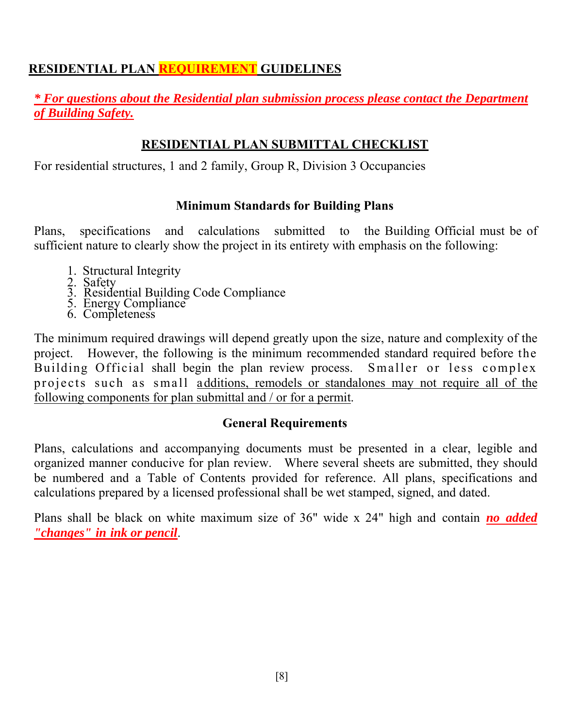# RESIDENTIAL PLAN REQUIREMENT GUIDELINES

***\* For questions about the Residential plan submission process please contact the Department of Building Safety.***

## RESIDENTIAL PLAN SUBMITTAL CHECKLIST

For residential structures, 1 and 2 family, Group R, Division 3 Occupancies

### Minimum Standards for Building Plans

Plans, specifications and calculations submitted to the Building Official must be of sufficient nature to clearly show the project in its entirety with emphasis on the following:

1. Structural Integrity
2. Safety
3. Residential Building Code Compliance
5. Energy Compliance
6. Completeness

The minimum required drawings will depend greatly upon the size, nature and complexity of the project. However, the following is the minimum recommended standard required before the Building Official shall begin the plan review process. Smaller or less complex projects such as small additions, remodels or standalones may not require all of the following components for plan submittal and / or for a permit.

### General Requirements

Plans, calculations and accompanying documents must be presented in a clear, legible and organized manner conducive for plan review. Where several sheets are submitted, they should be numbered and a Table of Contents provided for reference. All plans, specifications and calculations prepared by a licensed professional shall be wet stamped, signed, and dated.

Plans shall be black on white maximum size of 36" wide x 24" high and contain ***no added "changes" in ink or pencil***.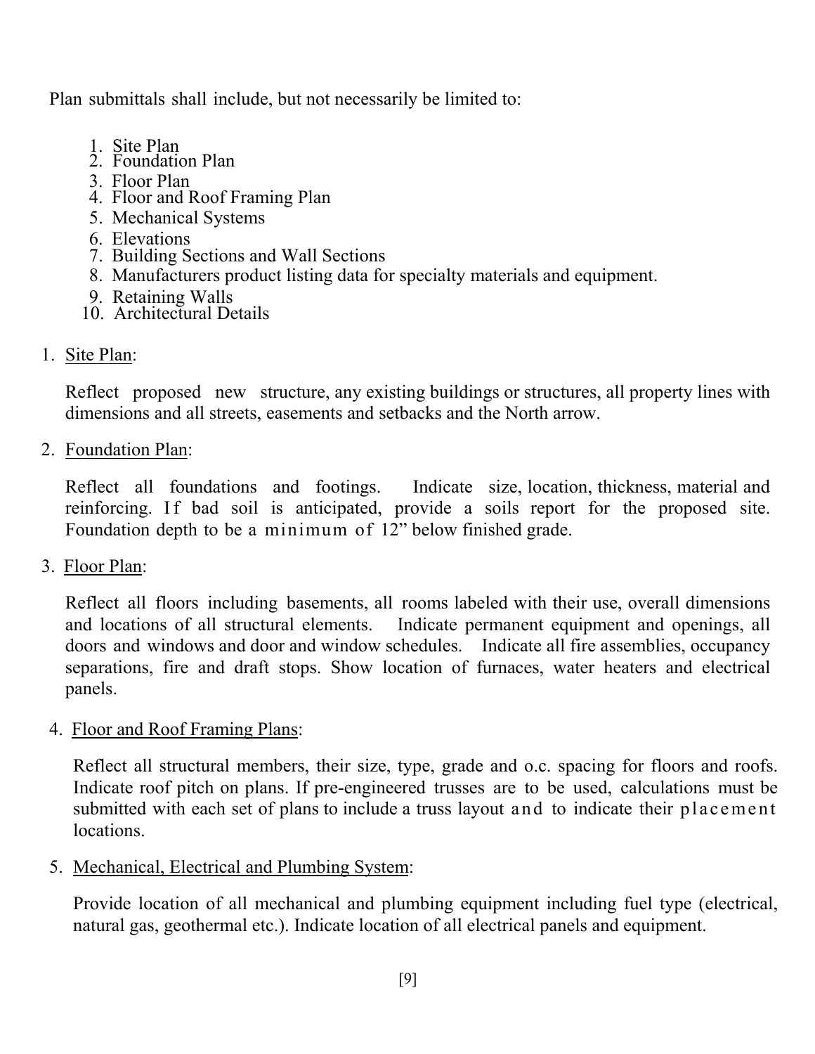Plan submittals shall include, but not necessarily be limited to:

1. Site Plan
2. Foundation Plan
3. Floor Plan
4. Floor and Roof Framing Plan
5. Mechanical Systems
6. Elevations
7. Building Sections and Wall Sections
8. Manufacturers product listing data for specialty materials and equipment.
9. Retaining Walls
10. Architectural Details

1. <u>Site Plan</u>:

   Reflect proposed new structure, any existing buildings or structures, all property lines with dimensions and all streets, easements and setbacks and the North arrow.

2. <u>Foundation Plan</u>:

   Reflect all foundations and footings. Indicate size, location, thickness, material and reinforcing. If bad soil is anticipated, provide a soils report for the proposed site. Foundation depth to be a minimum of 12" below finished grade.

3. <u>Floor Plan</u>:

   Reflect all floors including basements, all rooms labeled with their use, overall dimensions and locations of all structural elements. Indicate permanent equipment and openings, all doors and windows and door and window schedules. Indicate all fire assemblies, occupancy separations, fire and draft stops. Show location of furnaces, water heaters and electrical panels.

4. <u>Floor and Roof Framing Plans</u>:

   Reflect all structural members, their size, type, grade and o.c. spacing for floors and roofs. Indicate roof pitch on plans. If pre-engineered trusses are to be used, calculations must be submitted with each set of plans to include a truss layout and to indicate their placement locations.

5. <u>Mechanical, Electrical and Plumbing System</u>:

   Provide location of all mechanical and plumbing equipment including fuel type (electrical, natural gas, geothermal etc.). Indicate location of all electrical panels and equipment.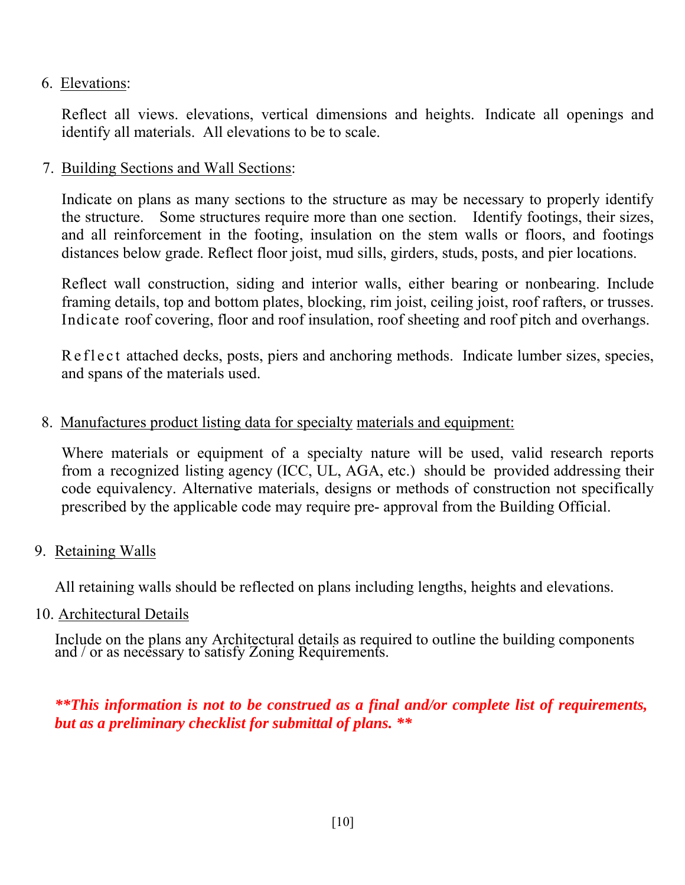6. Elevations:

   Reflect all views. elevations, vertical dimensions and heights. Indicate all openings and identify all materials. All elevations to be to scale.

7. Building Sections and Wall Sections:

   Indicate on plans as many sections to the structure as may be necessary to properly identify the structure. Some structures require more than one section. Identify footings, their sizes, and all reinforcement in the footing, insulation on the stem walls or floors, and footings distances below grade. Reflect floor joist, mud sills, girders, studs, posts, and pier locations.

   Reflect wall construction, siding and interior walls, either bearing or nonbearing. Include framing details, top and bottom plates, blocking, rim joist, ceiling joist, roof rafters, or trusses. Indicate roof covering, floor and roof insulation, roof sheeting and roof pitch and overhangs.

   Reflect attached decks, posts, piers and anchoring methods. Indicate lumber sizes, species, and spans of the materials used.

8. Manufactures product listing data for specialty materials and equipment:

   Where materials or equipment of a specialty nature will be used, valid research reports from a recognized listing agency (ICC, UL, AGA, etc.) should be provided addressing their code equivalency. Alternative materials, designs or methods of construction not specifically prescribed by the applicable code may require pre- approval from the Building Official.

9. Retaining Walls

   All retaining walls should be reflected on plans including lengths, heights and elevations.

10. Architectural Details

    Include on the plans any Architectural details as required to outline the building components and / or as necessary to satisfy Zoning Requirements.

***\*This information is not to be construed as a final and/or complete list of requirements, but as a preliminary checklist for submittal of plans. \*\****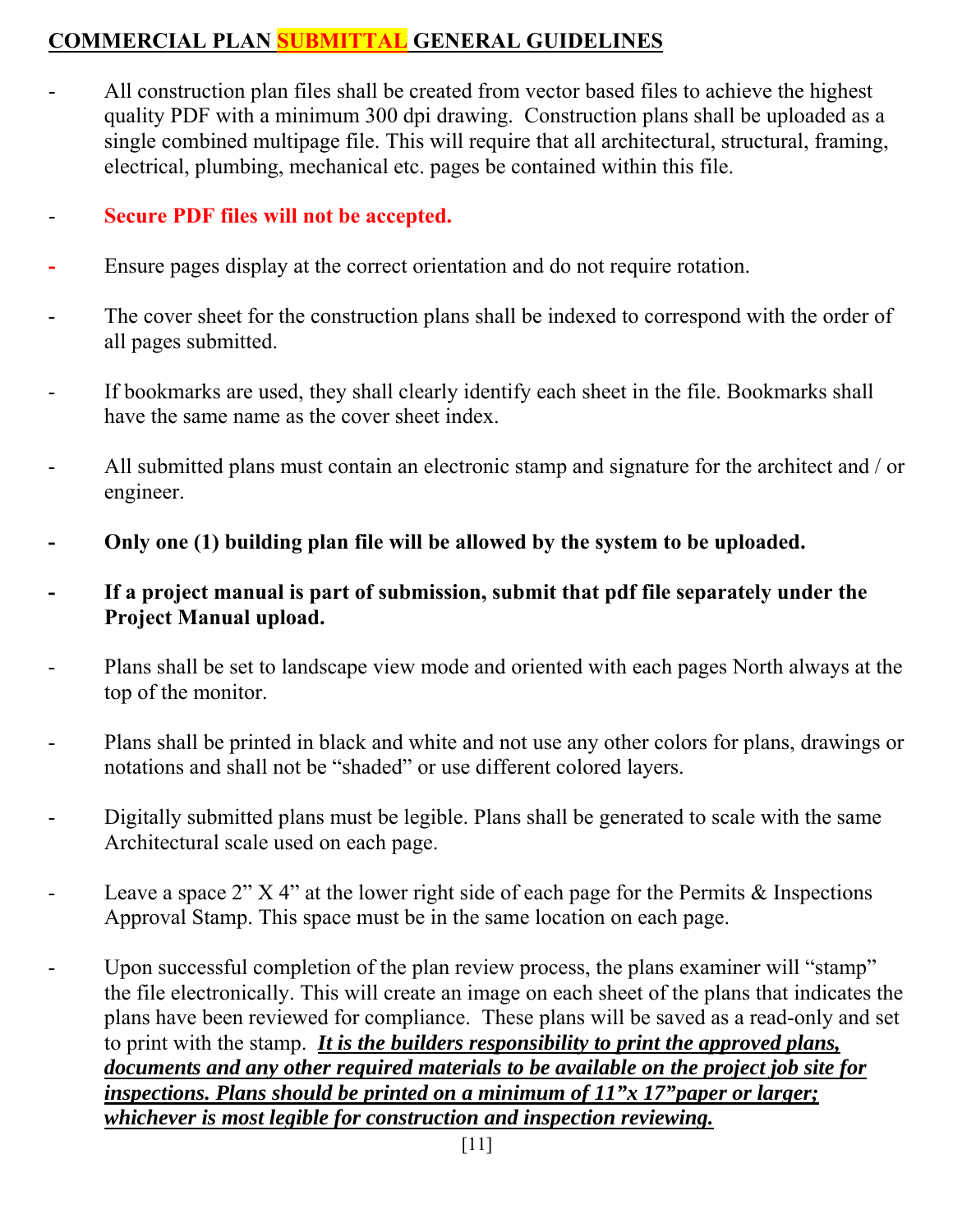## COMMERCIAL PLAN SUBMITTAL GENERAL GUIDELINES

- All construction plan files shall be created from vector based files to achieve the highest quality PDF with a minimum 300 dpi drawing. Construction plans shall be uploaded as a single combined multipage file. This will require that all architectural, structural, framing, electrical, plumbing, mechanical etc. pages be contained within this file.
- **Secure PDF files will not be accepted.**
- Ensure pages display at the correct orientation and do not require rotation.
- The cover sheet for the construction plans shall be indexed to correspond with the order of all pages submitted.
- If bookmarks are used, they shall clearly identify each sheet in the file. Bookmarks shall have the same name as the cover sheet index.
- All submitted plans must contain an electronic stamp and signature for the architect and / or engineer.
- **Only one (1) building plan file will be allowed by the system to be uploaded.**
- **If a project manual is part of submission, submit that pdf file separately under the Project Manual upload.**
- Plans shall be set to landscape view mode and oriented with each pages North always at the top of the monitor.
- Plans shall be printed in black and white and not use any other colors for plans, drawings or notations and shall not be "shaded" or use different colored layers.
- Digitally submitted plans must be legible. Plans shall be generated to scale with the same Architectural scale used on each page.
- Leave a space 2" X 4" at the lower right side of each page for the Permits & Inspections Approval Stamp. This space must be in the same location on each page.
- Upon successful completion of the plan review process, the plans examiner will "stamp" the file electronically. This will create an image on each sheet of the plans that indicates the plans have been reviewed for compliance. These plans will be saved as a read-only and set to print with the stamp. ***It is the builders responsibility to print the approved plans, documents and any other required materials to be available on the project job site for inspections. Plans should be printed on a minimum of 11"x 17"paper or larger; whichever is most legible for construction and inspection reviewing.***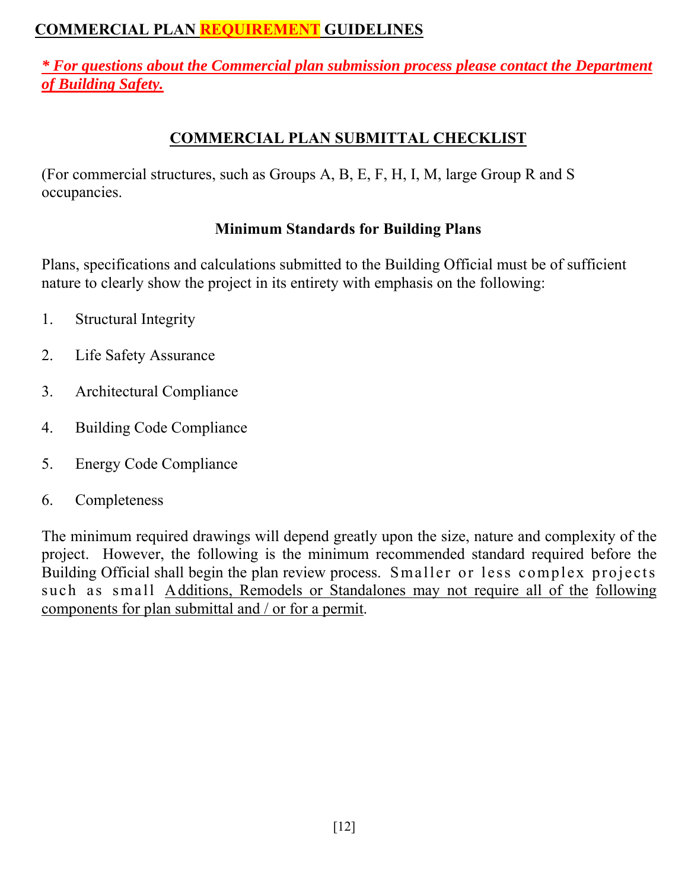## COMMERCIAL PLAN REQUIREMENT GUIDELINES

***\* For questions about the Commercial plan submission process please contact the Department of Building Safety.***

## COMMERCIAL PLAN SUBMITTAL CHECKLIST

(For commercial structures, such as Groups A, B, E, F, H, I, M, large Group R and S occupancies.

### Minimum Standards for Building Plans

Plans, specifications and calculations submitted to the Building Official must be of sufficient nature to clearly show the project in its entirety with emphasis on the following:

1. Structural Integrity
2. Life Safety Assurance
3. Architectural Compliance
4. Building Code Compliance
5. Energy Code Compliance
6. Completeness

The minimum required drawings will depend greatly upon the size, nature and complexity of the project. However, the following is the minimum recommended standard required before the Building Official shall begin the plan review process. Smaller or less complex projects such as small Additions, Remodels or Standalones may not require all of the following components for plan submittal and / or for a permit.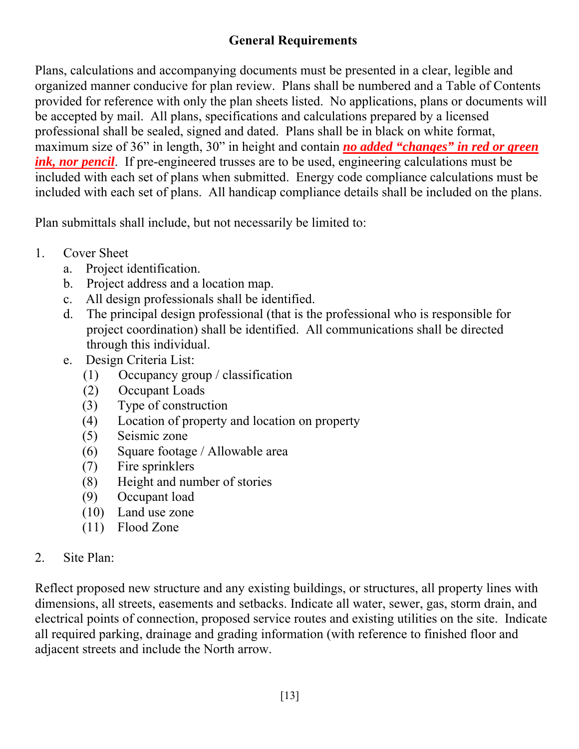## General Requirements

Plans, calculations and accompanying documents must be presented in a clear, legible and organized manner conducive for plan review. Plans shall be numbered and a Table of Contents provided for reference with only the plan sheets listed. No applications, plans or documents will be accepted by mail. All plans, specifications and calculations prepared by a licensed professional shall be sealed, signed and dated. Plans shall be in black on white format, maximum size of 36" in length, 30" in height and contain ***no added "changes" in red or green ink, nor pencil***. If pre-engineered trusses are to be used, engineering calculations must be included with each set of plans when submitted. Energy code compliance calculations must be included with each set of plans. All handicap compliance details shall be included on the plans.

Plan submittals shall include, but not necessarily be limited to:

1. Cover Sheet
   a. Project identification.
   b. Project address and a location map.
   c. All design professionals shall be identified.
   d. The principal design professional (that is the professional who is responsible for project coordination) shall be identified. All communications shall be directed through this individual.
   e. Design Criteria List:
      (1) Occupancy group / classification
      (2) Occupant Loads
      (3) Type of construction
      (4) Location of property and location on property
      (5) Seismic zone
      (6) Square footage / Allowable area
      (7) Fire sprinklers
      (8) Height and number of stories
      (9) Occupant load
      (10) Land use zone
      (11) Flood Zone

2. Site Plan:

Reflect proposed new structure and any existing buildings, or structures, all property lines with dimensions, all streets, easements and setbacks. Indicate all water, sewer, gas, storm drain, and electrical points of connection, proposed service routes and existing utilities on the site. Indicate all required parking, drainage and grading information (with reference to finished floor and adjacent streets and include the North arrow.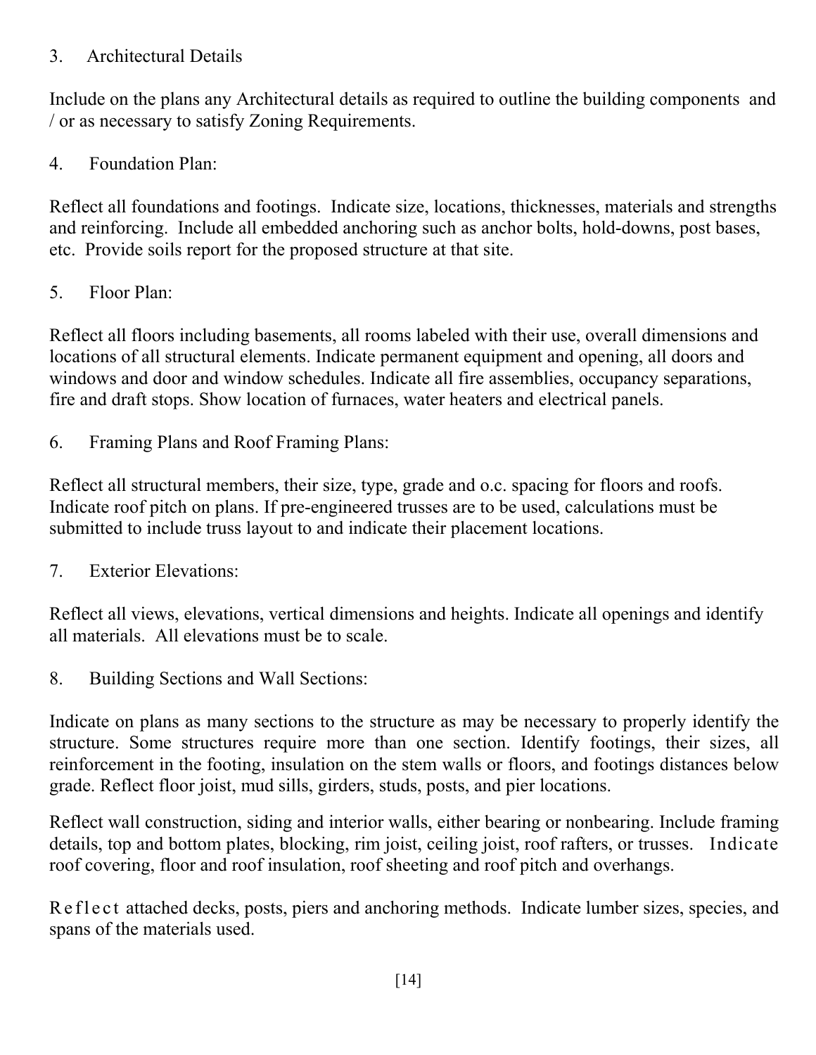3. Architectural Details

Include on the plans any Architectural details as required to outline the building components and / or as necessary to satisfy Zoning Requirements.

4. Foundation Plan:

Reflect all foundations and footings. Indicate size, locations, thicknesses, materials and strengths and reinforcing. Include all embedded anchoring such as anchor bolts, hold-downs, post bases, etc. Provide soils report for the proposed structure at that site.

5. Floor Plan:

Reflect all floors including basements, all rooms labeled with their use, overall dimensions and locations of all structural elements. Indicate permanent equipment and opening, all doors and windows and door and window schedules. Indicate all fire assemblies, occupancy separations, fire and draft stops. Show location of furnaces, water heaters and electrical panels.

6. Framing Plans and Roof Framing Plans:

Reflect all structural members, their size, type, grade and o.c. spacing for floors and roofs. Indicate roof pitch on plans. If pre-engineered trusses are to be used, calculations must be submitted to include truss layout to and indicate their placement locations.

7. Exterior Elevations:

Reflect all views, elevations, vertical dimensions and heights. Indicate all openings and identify all materials. All elevations must be to scale.

8. Building Sections and Wall Sections:

Indicate on plans as many sections to the structure as may be necessary to properly identify the structure. Some structures require more than one section. Identify footings, their sizes, all reinforcement in the footing, insulation on the stem walls or floors, and footings distances below grade. Reflect floor joist, mud sills, girders, studs, posts, and pier locations.

Reflect wall construction, siding and interior walls, either bearing or nonbearing. Include framing details, top and bottom plates, blocking, rim joist, ceiling joist, roof rafters, or trusses. Indicate roof covering, floor and roof insulation, roof sheeting and roof pitch and overhangs.

Reflect attached decks, posts, piers and anchoring methods. Indicate lumber sizes, species, and spans of the materials used.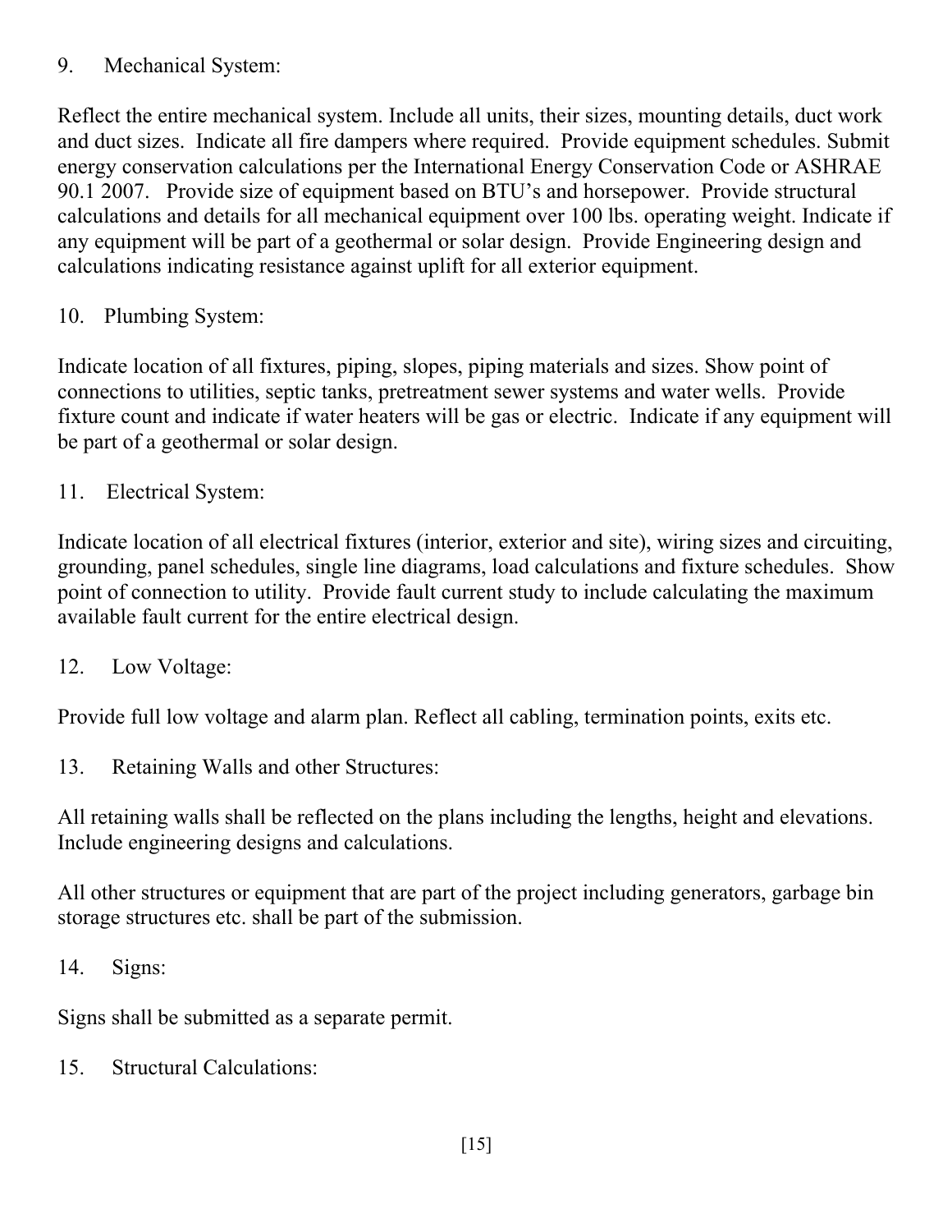9. Mechanical System:

Reflect the entire mechanical system. Include all units, their sizes, mounting details, duct work and duct sizes. Indicate all fire dampers where required. Provide equipment schedules. Submit energy conservation calculations per the International Energy Conservation Code or ASHRAE 90.1 2007. Provide size of equipment based on BTU's and horsepower. Provide structural calculations and details for all mechanical equipment over 100 lbs. operating weight. Indicate if any equipment will be part of a geothermal or solar design. Provide Engineering design and calculations indicating resistance against uplift for all exterior equipment.

10. Plumbing System:

Indicate location of all fixtures, piping, slopes, piping materials and sizes. Show point of connections to utilities, septic tanks, pretreatment sewer systems and water wells. Provide fixture count and indicate if water heaters will be gas or electric. Indicate if any equipment will be part of a geothermal or solar design.

11. Electrical System:

Indicate location of all electrical fixtures (interior, exterior and site), wiring sizes and circuiting, grounding, panel schedules, single line diagrams, load calculations and fixture schedules. Show point of connection to utility. Provide fault current study to include calculating the maximum available fault current for the entire electrical design.

12. Low Voltage:

Provide full low voltage and alarm plan. Reflect all cabling, termination points, exits etc.

13. Retaining Walls and other Structures:

All retaining walls shall be reflected on the plans including the lengths, height and elevations. Include engineering designs and calculations.

All other structures or equipment that are part of the project including generators, garbage bin storage structures etc. shall be part of the submission.

14. Signs:

Signs shall be submitted as a separate permit.

15. Structural Calculations: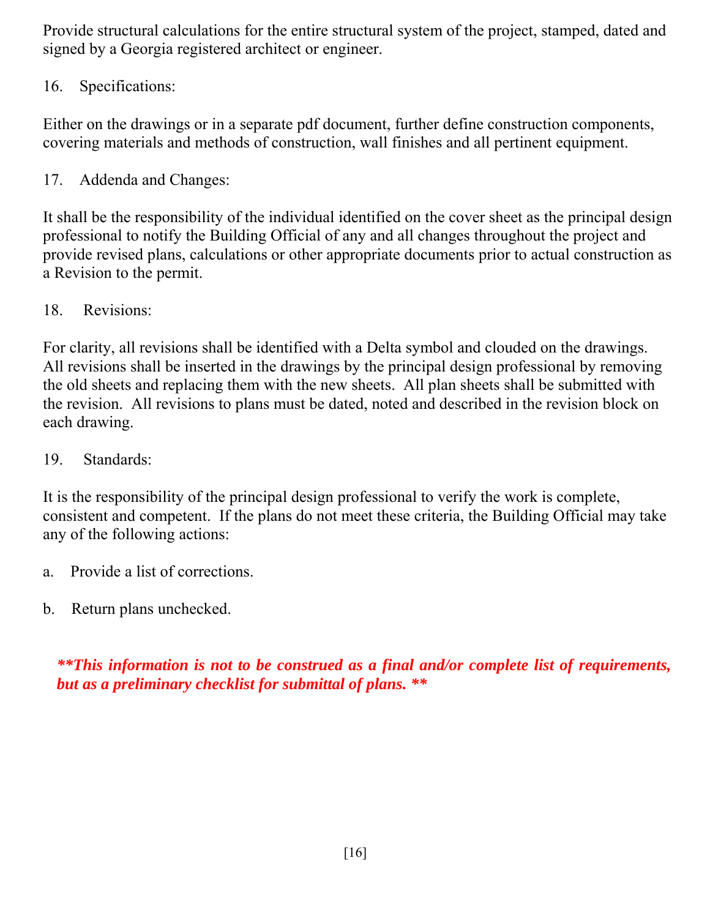Provide structural calculations for the entire structural system of the project, stamped, dated and signed by a Georgia registered architect or engineer.

16. Specifications:

Either on the drawings or in a separate pdf document, further define construction components, covering materials and methods of construction, wall finishes and all pertinent equipment.

17. Addenda and Changes:

It shall be the responsibility of the individual identified on the cover sheet as the principal design professional to notify the Building Official of any and all changes throughout the project and provide revised plans, calculations or other appropriate documents prior to actual construction as a Revision to the permit.

18. Revisions:

For clarity, all revisions shall be identified with a Delta symbol and clouded on the drawings. All revisions shall be inserted in the drawings by the principal design professional by removing the old sheets and replacing them with the new sheets. All plan sheets shall be submitted with the revision. All revisions to plans must be dated, noted and described in the revision block on each drawing.

19. Standards:

It is the responsibility of the principal design professional to verify the work is complete, consistent and competent. If the plans do not meet these criteria, the Building Official may take any of the following actions:

a. Provide a list of corrections.

b. Return plans unchecked.

***\*\*This information is not to be construed as a final and/or complete list of requirements, but as a preliminary checklist for submittal of plans. \*\****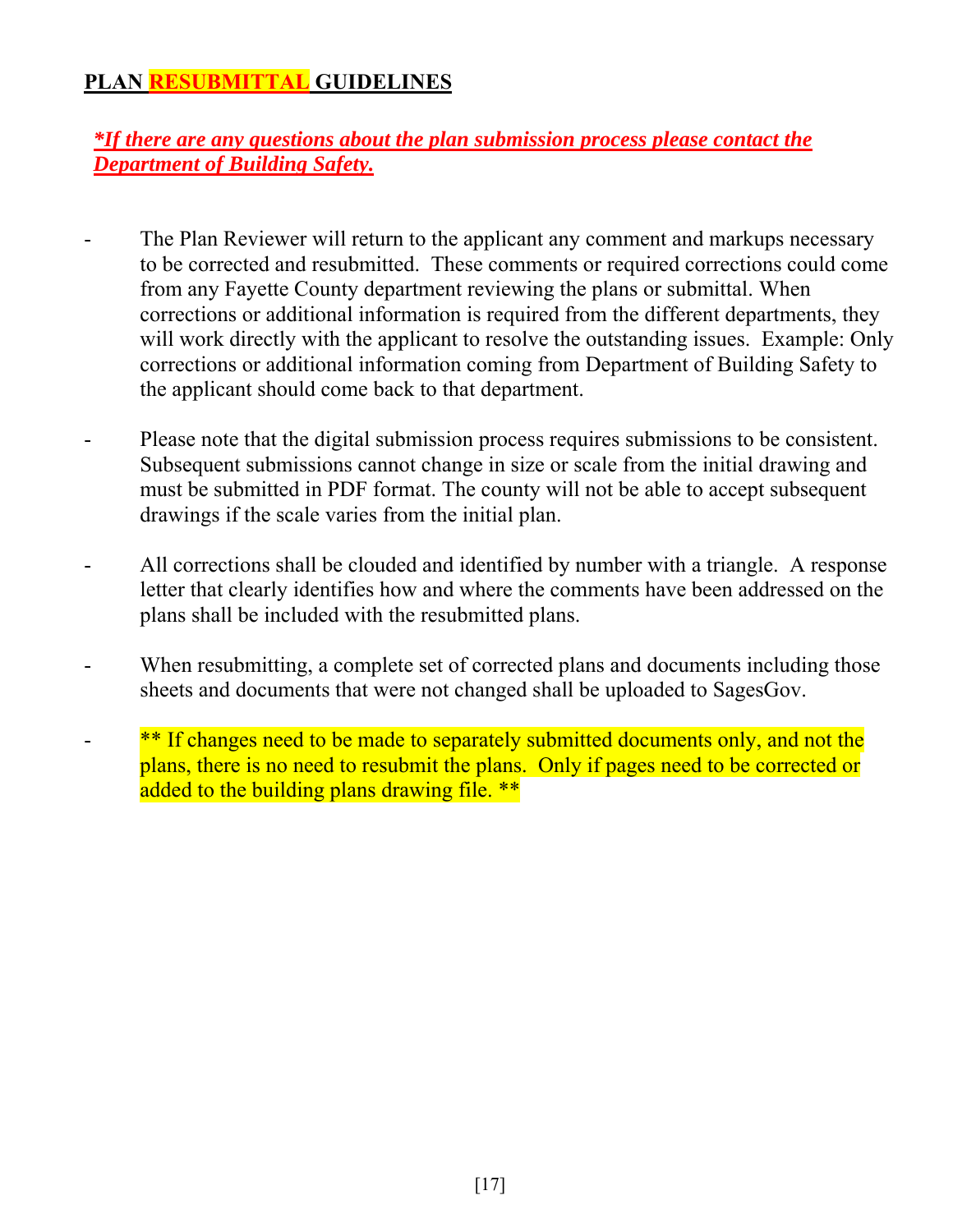## PLAN RESUBMITTAL GUIDELINES

***If there are any questions about the plan submission process please contact the Department of Building Safety.***

- The Plan Reviewer will return to the applicant any comment and markups necessary to be corrected and resubmitted. These comments or required corrections could come from any Fayette County department reviewing the plans or submittal. When corrections or additional information is required from the different departments, they will work directly with the applicant to resolve the outstanding issues. Example: Only corrections or additional information coming from Department of Building Safety to the applicant should come back to that department.

- Please note that the digital submission process requires submissions to be consistent. Subsequent submissions cannot change in size or scale from the initial drawing and must be submitted in PDF format. The county will not be able to accept subsequent drawings if the scale varies from the initial plan.

- All corrections shall be clouded and identified by number with a triangle. A response letter that clearly identifies how and where the comments have been addressed on the plans shall be included with the resubmitted plans.

- When resubmitting, a complete set of corrected plans and documents including those sheets and documents that were not changed shall be uploaded to SagesGov.

- ** If changes need to be made to separately submitted documents only, and not the plans, there is no need to resubmit the plans. Only if pages need to be corrected or added to the building plans drawing file. **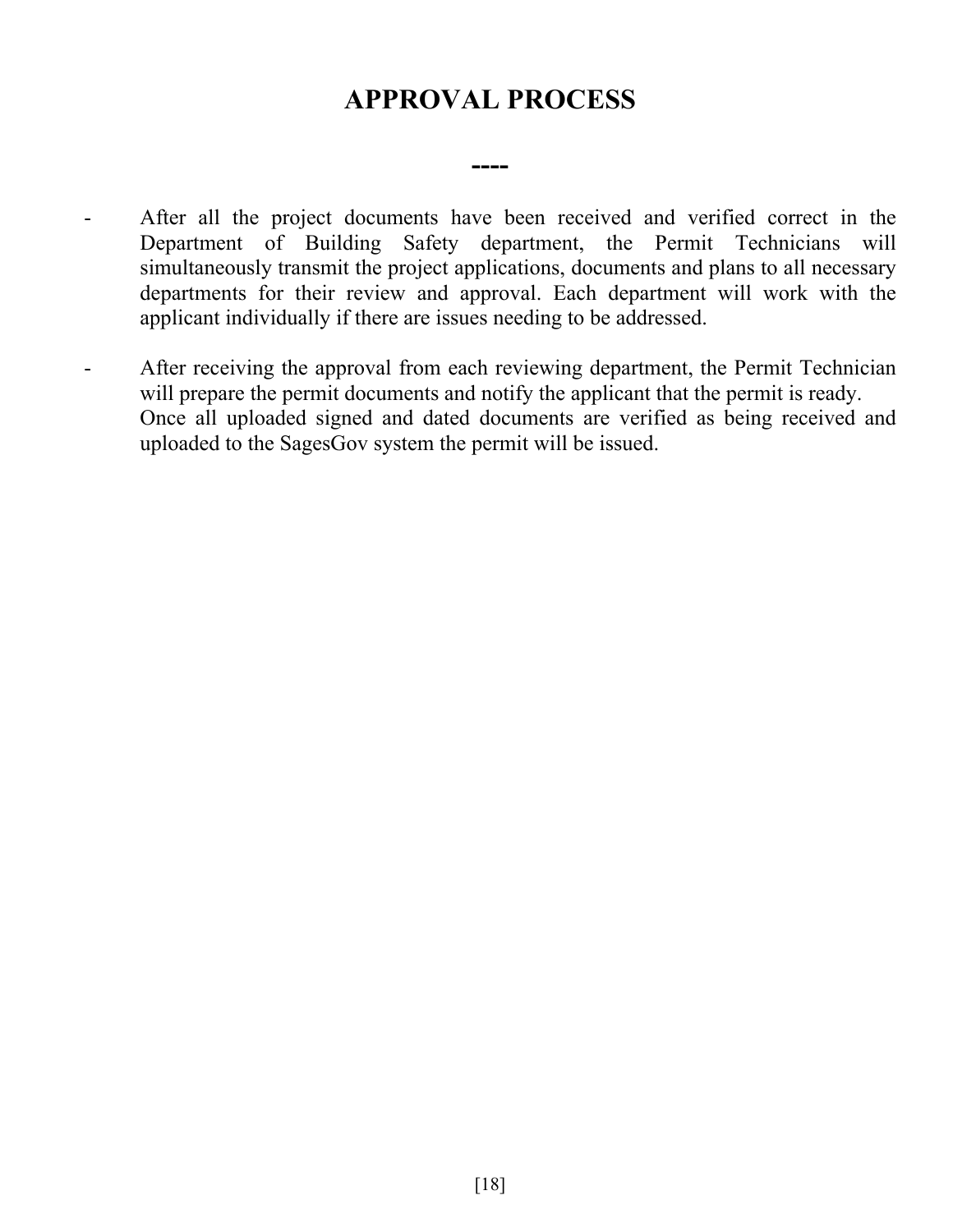# APPROVAL PROCESS

----

- After all the project documents have been received and verified correct in the Department of Building Safety department, the Permit Technicians will simultaneously transmit the project applications, documents and plans to all necessary departments for their review and approval. Each department will work with the applicant individually if there are issues needing to be addressed.

- After receiving the approval from each reviewing department, the Permit Technician will prepare the permit documents and notify the applicant that the permit is ready. Once all uploaded signed and dated documents are verified as being received and uploaded to the SagesGov system the permit will be issued.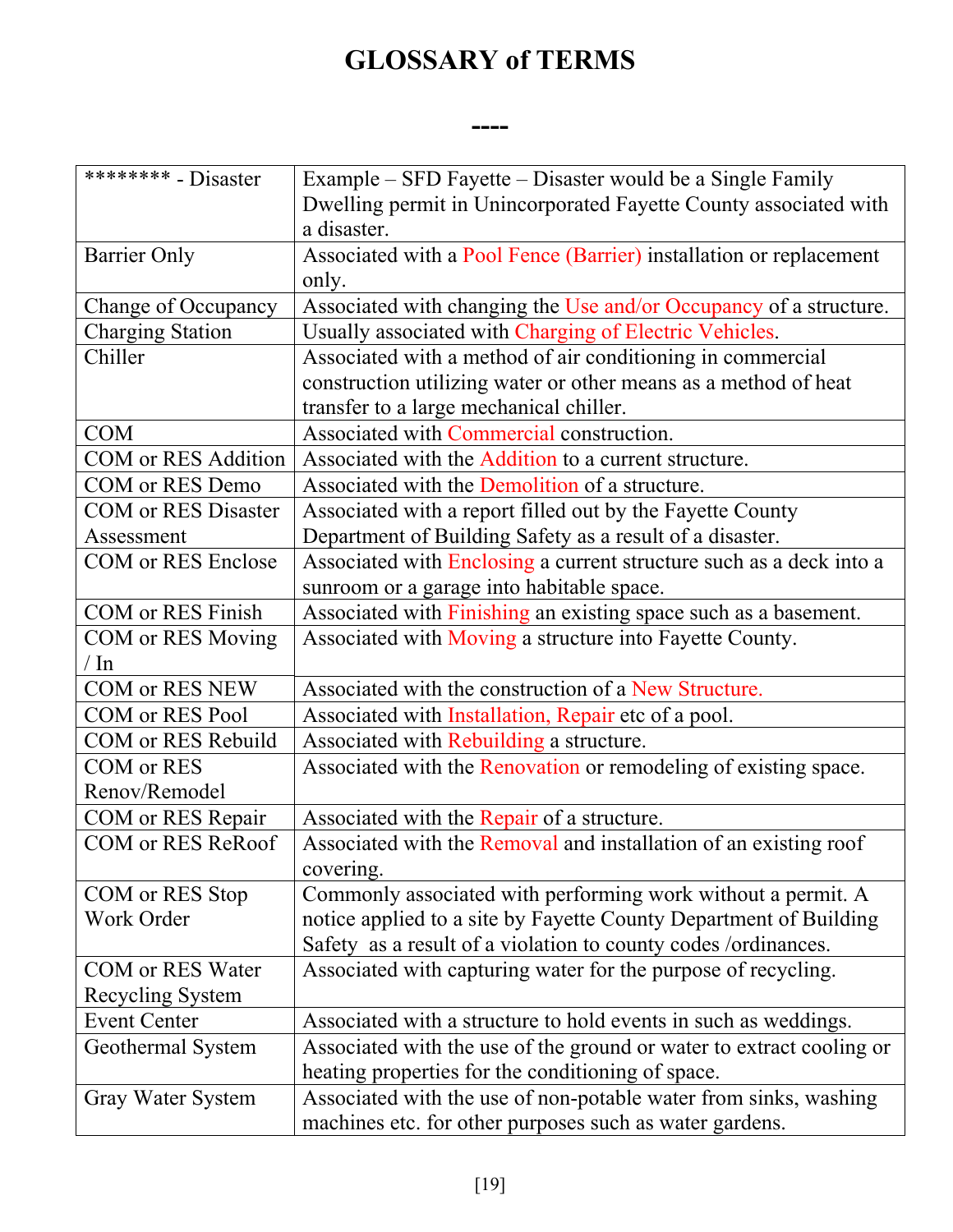# GLOSSARY of TERMS

----

| Term | Definition |
|---|---|
| ******** - Disaster | Example – SFD Fayette – Disaster would be a Single Family Dwelling permit in Unincorporated Fayette County associated with a disaster. |
| Barrier Only | Associated with a Pool Fence (Barrier) installation or replacement only. |
| Change of Occupancy | Associated with changing the Use and/or Occupancy of a structure. |
| Charging Station | Usually associated with Charging of Electric Vehicles. |
| Chiller | Associated with a method of air conditioning in commercial construction utilizing water or other means as a method of heat transfer to a large mechanical chiller. |
| COM | Associated with Commercial construction. |
| COM or RES Addition | Associated with the Addition to a current structure. |
| COM or RES Demo | Associated with the Demolition of a structure. |
| COM or RES Disaster Assessment | Associated with a report filled out by the Fayette County Department of Building Safety as a result of a disaster. |
| COM or RES Enclose | Associated with Enclosing a current structure such as a deck into a sunroom or a garage into habitable space. |
| COM or RES Finish | Associated with Finishing an existing space such as a basement. |
| COM or RES Moving / In | Associated with Moving a structure into Fayette County. |
| COM or RES NEW | Associated with the construction of a New Structure. |
| COM or RES Pool | Associated with Installation, Repair etc of a pool. |
| COM or RES Rebuild | Associated with Rebuilding a structure. |
| COM or RES Renov/Remodel | Associated with the Renovation or remodeling of existing space. |
| COM or RES Repair | Associated with the Repair of a structure. |
| COM or RES ReRoof | Associated with the Removal and installation of an existing roof covering. |
| COM or RES Stop Work Order | Commonly associated with performing work without a permit. A notice applied to a site by Fayette County Department of Building Safety as a result of a violation to county codes /ordinances. |
| COM or RES Water Recycling System | Associated with capturing water for the purpose of recycling. |
| Event Center | Associated with a structure to hold events in such as weddings. |
| Geothermal System | Associated with the use of the ground or water to extract cooling or heating properties for the conditioning of space. |
| Gray Water System | Associated with the use of non-potable water from sinks, washing machines etc. for other purposes such as water gardens. |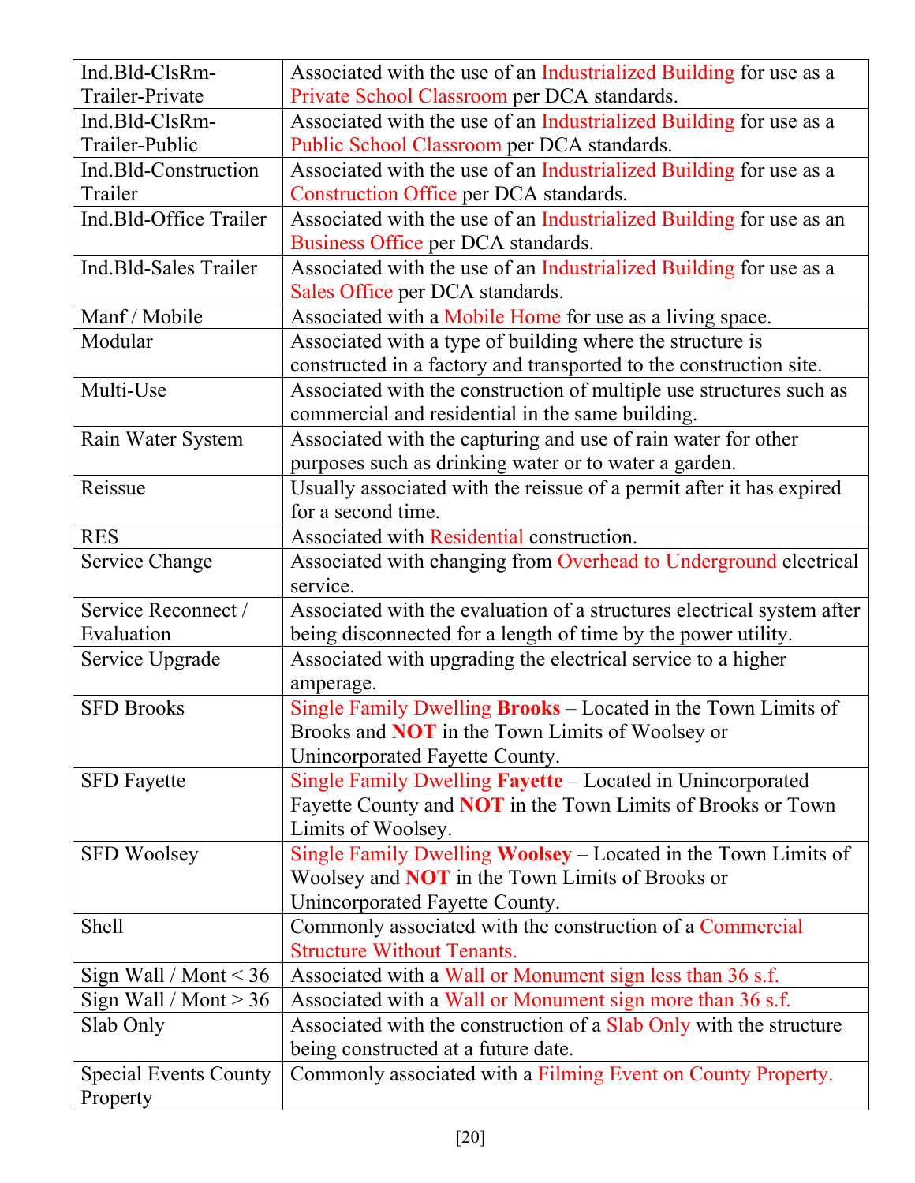| | |
|---|---|
| Ind.Bld-ClsRm-Trailer-Private | Associated with the use of an Industrialized Building for use as a Private School Classroom per DCA standards. |
| Ind.Bld-ClsRm-Trailer-Public | Associated with the use of an Industrialized Building for use as a Public School Classroom per DCA standards. |
| Ind.Bld-Construction Trailer | Associated with the use of an Industrialized Building for use as a Construction Office per DCA standards. |
| Ind.Bld-Office Trailer | Associated with the use of an Industrialized Building for use as an Business Office per DCA standards. |
| Ind.Bld-Sales Trailer | Associated with the use of an Industrialized Building for use as a Sales Office per DCA standards. |
| Manf / Mobile | Associated with a Mobile Home for use as a living space. |
| Modular | Associated with a type of building where the structure is constructed in a factory and transported to the construction site. |
| Multi-Use | Associated with the construction of multiple use structures such as commercial and residential in the same building. |
| Rain Water System | Associated with the capturing and use of rain water for other purposes such as drinking water or to water a garden. |
| Reissue | Usually associated with the reissue of a permit after it has expired for a second time. |
| RES | Associated with Residential construction. |
| Service Change | Associated with changing from Overhead to Underground electrical service. |
| Service Reconnect / Evaluation | Associated with the evaluation of a structures electrical system after being disconnected for a length of time by the power utility. |
| Service Upgrade | Associated with upgrading the electrical service to a higher amperage. |
| SFD Brooks | Single Family Dwelling **Brooks** – Located in the Town Limits of Brooks and **NOT** in the Town Limits of Woolsey or Unincorporated Fayette County. |
| SFD Fayette | Single Family Dwelling **Fayette** – Located in Unincorporated Fayette County and **NOT** in the Town Limits of Brooks or Town Limits of Woolsey. |
| SFD Woolsey | Single Family Dwelling **Woolsey** – Located in the Town Limits of Woolsey and **NOT** in the Town Limits of Brooks or Unincorporated Fayette County. |
| Shell | Commonly associated with the construction of a Commercial Structure Without Tenants. |
| Sign Wall / Mont < 36 | Associated with a Wall or Monument sign less than 36 s.f. |
| Sign Wall / Mont > 36 | Associated with a Wall or Monument sign more than 36 s.f. |
| Slab Only | Associated with the construction of a Slab Only with the structure being constructed at a future date. |
| Special Events County Property | Commonly associated with a Filming Event on County Property. |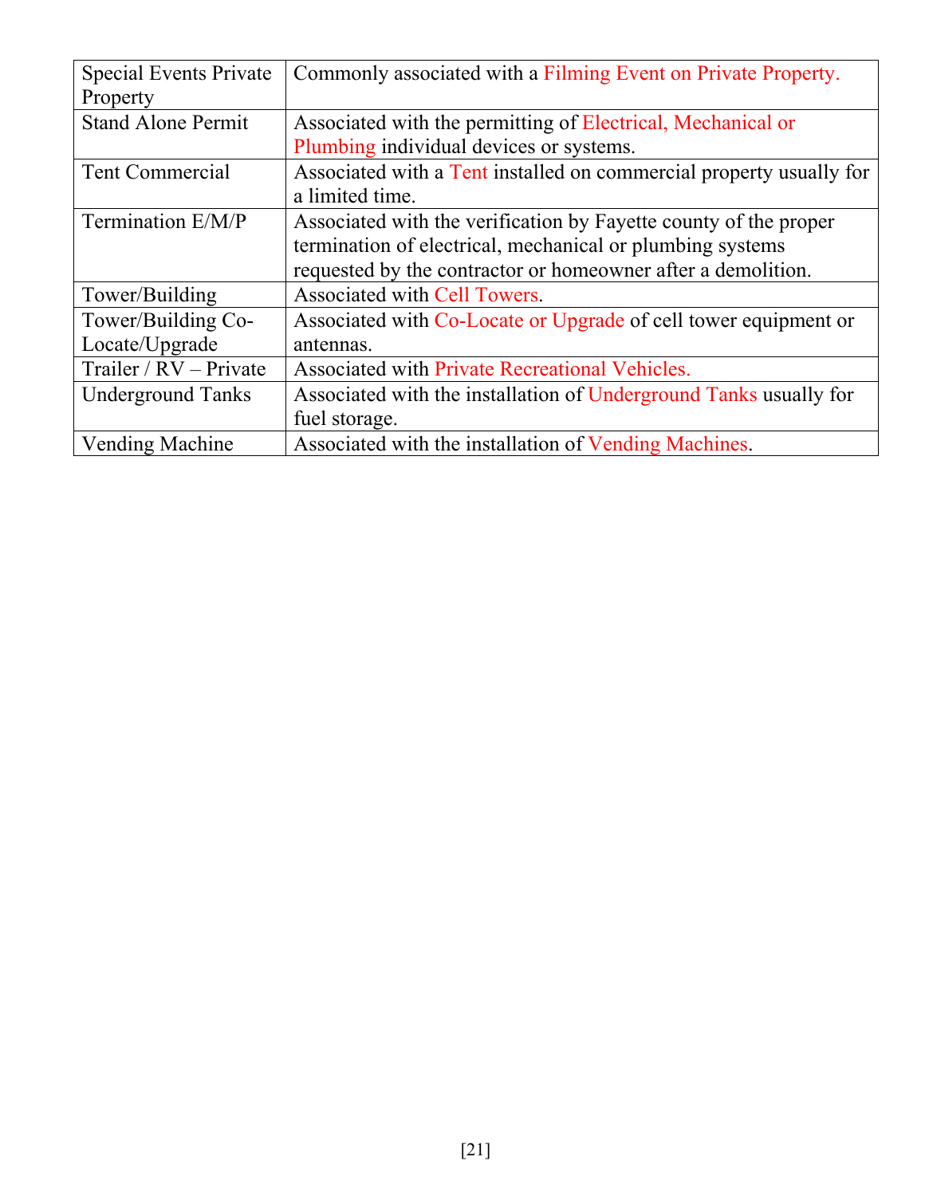| | |
|---|---|
| Special Events Private Property | Commonly associated with a Filming Event on Private Property. |
| Stand Alone Permit | Associated with the permitting of Electrical, Mechanical or Plumbing individual devices or systems. |
| Tent Commercial | Associated with a Tent installed on commercial property usually for a limited time. |
| Termination E/M/P | Associated with the verification by Fayette county of the proper termination of electrical, mechanical or plumbing systems requested by the contractor or homeowner after a demolition. |
| Tower/Building | Associated with Cell Towers. |
| Tower/Building Co-Locate/Upgrade | Associated with Co-Locate or Upgrade of cell tower equipment or antennas. |
| Trailer / RV – Private | Associated with Private Recreational Vehicles. |
| Underground Tanks | Associated with the installation of Underground Tanks usually for fuel storage. |
| Vending Machine | Associated with the installation of Vending Machines. |